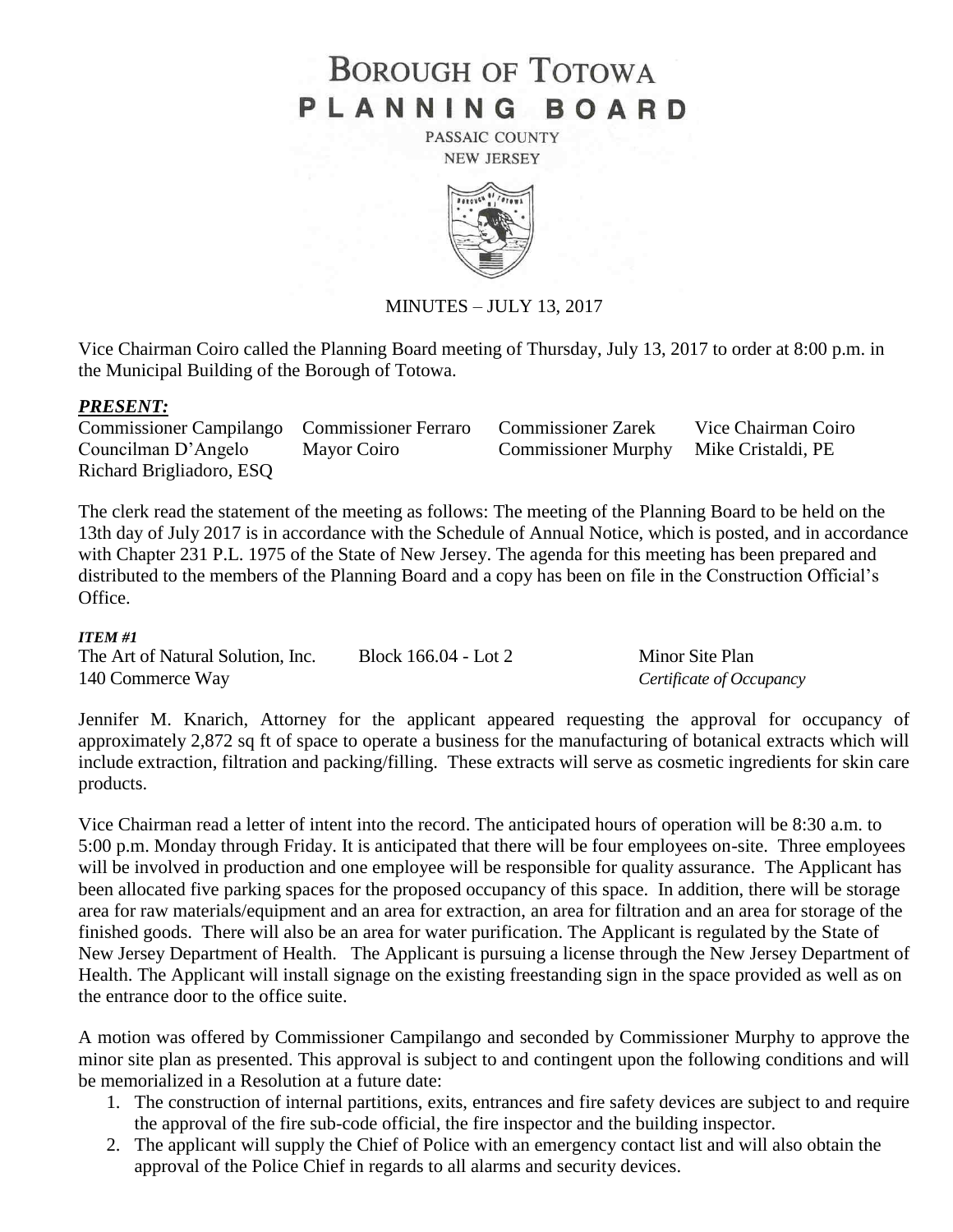# BOROUGH OF TOTOWA
# PLANNING BOARD

PASSAIC COUNTY
NEW JERSEY

MINUTES – JULY 13, 2017

Vice Chairman Coiro called the Planning Board meeting of Thursday, July 13, 2017 to order at 8:00 p.m. in the Municipal Building of the Borough of Totowa.

***PRESENT:***

| | | | |
|---|---|---|---|
| Commissioner Campilango | Commissioner Ferraro | Commissioner Zarek | Vice Chairman Coiro |
| Councilman D'Angelo | Mayor Coiro | Commissioner Murphy | Mike Cristaldi, PE |
| Richard Brigliadoro, ESQ | | | |

The clerk read the statement of the meeting as follows: The meeting of the Planning Board to be held on the 13th day of July 2017 is in accordance with the Schedule of Annual Notice, which is posted, and in accordance with Chapter 231 P.L. 1975 of the State of New Jersey. The agenda for this meeting has been prepared and distributed to the members of the Planning Board and a copy has been on file in the Construction Official's Office.

***ITEM #1***

| | | |
|---|---|---|
| The Art of Natural Solution, Inc. | Block 166.04 - Lot 2 | Minor Site Plan |
| 140 Commerce Way | | *Certificate of Occupancy* |

Jennifer M. Knarich, Attorney for the applicant appeared requesting the approval for occupancy of approximately 2,872 sq ft of space to operate a business for the manufacturing of botanical extracts which will include extraction, filtration and packing/filling. These extracts will serve as cosmetic ingredients for skin care products.

Vice Chairman read a letter of intent into the record. The anticipated hours of operation will be 8:30 a.m. to 5:00 p.m. Monday through Friday. It is anticipated that there will be four employees on-site. Three employees will be involved in production and one employee will be responsible for quality assurance. The Applicant has been allocated five parking spaces for the proposed occupancy of this space. In addition, there will be storage area for raw materials/equipment and an area for extraction, an area for filtration and an area for storage of the finished goods. There will also be an area for water purification. The Applicant is regulated by the State of New Jersey Department of Health. The Applicant is pursuing a license through the New Jersey Department of Health. The Applicant will install signage on the existing freestanding sign in the space provided as well as on the entrance door to the office suite.

A motion was offered by Commissioner Campilango and seconded by Commissioner Murphy to approve the minor site plan as presented. This approval is subject to and contingent upon the following conditions and will be memorialized in a Resolution at a future date:

1. The construction of internal partitions, exits, entrances and fire safety devices are subject to and require the approval of the fire sub-code official, the fire inspector and the building inspector.
2. The applicant will supply the Chief of Police with an emergency contact list and will also obtain the approval of the Police Chief in regards to all alarms and security devices.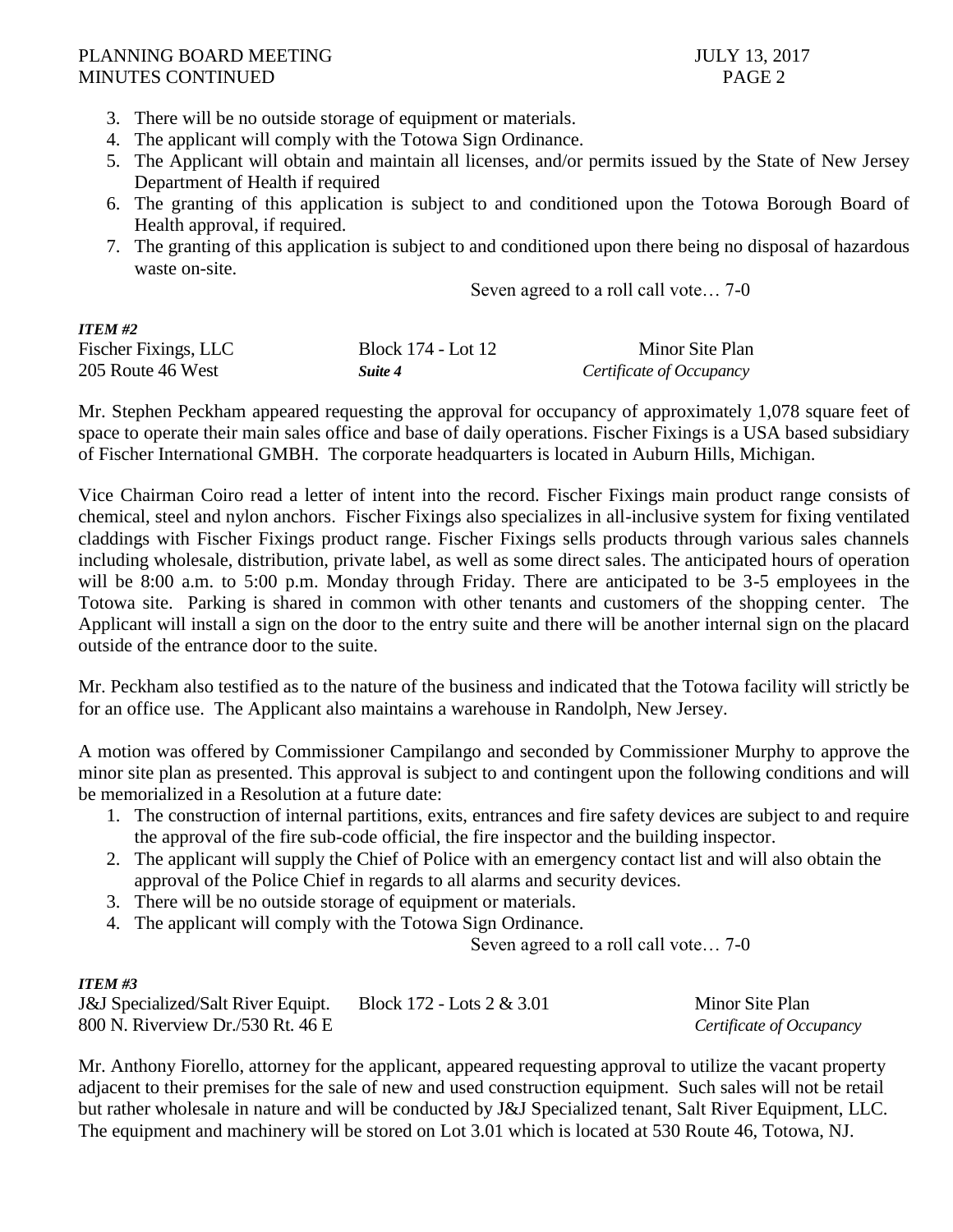3. There will be no outside storage of equipment or materials.
4. The applicant will comply with the Totowa Sign Ordinance.
5. The Applicant will obtain and maintain all licenses, and/or permits issued by the State of New Jersey Department of Health if required
6. The granting of this application is subject to and conditioned upon the Totowa Borough Board of Health approval, if required.
7. The granting of this application is subject to and conditioned upon there being no disposal of hazardous waste on-site.

Seven agreed to a roll call vote… 7-0

***ITEM #2***

| | | |
|---|---|---|
| Fischer Fixings, LLC | Block 174 - Lot 12 | Minor Site Plan |
| 205 Route 46 West | ***Suite 4*** | *Certificate of Occupancy* |

Mr. Stephen Peckham appeared requesting the approval for occupancy of approximately 1,078 square feet of space to operate their main sales office and base of daily operations. Fischer Fixings is a USA based subsidiary of Fischer International GMBH. The corporate headquarters is located in Auburn Hills, Michigan.

Vice Chairman Coiro read a letter of intent into the record. Fischer Fixings main product range consists of chemical, steel and nylon anchors. Fischer Fixings also specializes in all-inclusive system for fixing ventilated claddings with Fischer Fixings product range. Fischer Fixings sells products through various sales channels including wholesale, distribution, private label, as well as some direct sales. The anticipated hours of operation will be 8:00 a.m. to 5:00 p.m. Monday through Friday. There are anticipated to be 3-5 employees in the Totowa site. Parking is shared in common with other tenants and customers of the shopping center. The Applicant will install a sign on the door to the entry suite and there will be another internal sign on the placard outside of the entrance door to the suite.

Mr. Peckham also testified as to the nature of the business and indicated that the Totowa facility will strictly be for an office use. The Applicant also maintains a warehouse in Randolph, New Jersey.

A motion was offered by Commissioner Campilango and seconded by Commissioner Murphy to approve the minor site plan as presented. This approval is subject to and contingent upon the following conditions and will be memorialized in a Resolution at a future date:

1. The construction of internal partitions, exits, entrances and fire safety devices are subject to and require the approval of the fire sub-code official, the fire inspector and the building inspector.
2. The applicant will supply the Chief of Police with an emergency contact list and will also obtain the approval of the Police Chief in regards to all alarms and security devices.
3. There will be no outside storage of equipment or materials.
4. The applicant will comply with the Totowa Sign Ordinance.

Seven agreed to a roll call vote… 7-0

***ITEM #3***

| | | |
|---|---|---|
| J&J Specialized/Salt River Equipt. | Block 172 - Lots 2 & 3.01 | Minor Site Plan |
| 800 N. Riverview Dr./530 Rt. 46 E | | *Certificate of Occupancy* |

Mr. Anthony Fiorello, attorney for the applicant, appeared requesting approval to utilize the vacant property adjacent to their premises for the sale of new and used construction equipment. Such sales will not be retail but rather wholesale in nature and will be conducted by J&J Specialized tenant, Salt River Equipment, LLC. The equipment and machinery will be stored on Lot 3.01 which is located at 530 Route 46, Totowa, NJ.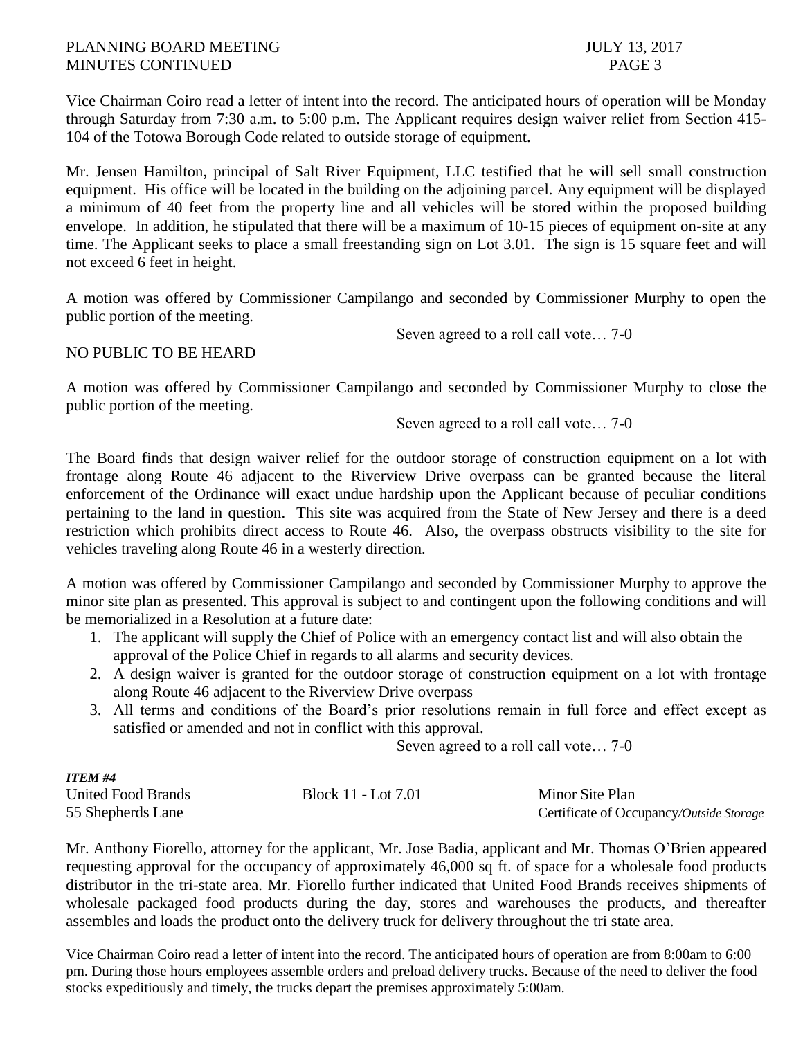Vice Chairman Coiro read a letter of intent into the record. The anticipated hours of operation will be Monday through Saturday from 7:30 a.m. to 5:00 p.m. The Applicant requires design waiver relief from Section 415-104 of the Totowa Borough Code related to outside storage of equipment.

Mr. Jensen Hamilton, principal of Salt River Equipment, LLC testified that he will sell small construction equipment. His office will be located in the building on the adjoining parcel. Any equipment will be displayed a minimum of 40 feet from the property line and all vehicles will be stored within the proposed building envelope. In addition, he stipulated that there will be a maximum of 10-15 pieces of equipment on-site at any time. The Applicant seeks to place a small freestanding sign on Lot 3.01. The sign is 15 square feet and will not exceed 6 feet in height.

A motion was offered by Commissioner Campilango and seconded by Commissioner Murphy to open the public portion of the meeting.

Seven agreed to a roll call vote… 7-0

NO PUBLIC TO BE HEARD

A motion was offered by Commissioner Campilango and seconded by Commissioner Murphy to close the public portion of the meeting.

Seven agreed to a roll call vote… 7-0

The Board finds that design waiver relief for the outdoor storage of construction equipment on a lot with frontage along Route 46 adjacent to the Riverview Drive overpass can be granted because the literal enforcement of the Ordinance will exact undue hardship upon the Applicant because of peculiar conditions pertaining to the land in question. This site was acquired from the State of New Jersey and there is a deed restriction which prohibits direct access to Route 46. Also, the overpass obstructs visibility to the site for vehicles traveling along Route 46 in a westerly direction.

A motion was offered by Commissioner Campilango and seconded by Commissioner Murphy to approve the minor site plan as presented. This approval is subject to and contingent upon the following conditions and will be memorialized in a Resolution at a future date:

1. The applicant will supply the Chief of Police with an emergency contact list and will also obtain the approval of the Police Chief in regards to all alarms and security devices.
2. A design waiver is granted for the outdoor storage of construction equipment on a lot with frontage along Route 46 adjacent to the Riverview Drive overpass
3. All terms and conditions of the Board's prior resolutions remain in full force and effect except as satisfied or amended and not in conflict with this approval.

Seven agreed to a roll call vote… 7-0

***ITEM #4***

| | | |
|---|---|---|
| United Food Brands | Block 11 - Lot 7.01 | Minor Site Plan |
| 55 Shepherds Lane | | Certificate of Occupancy*/Outside Storage* |

Mr. Anthony Fiorello, attorney for the applicant, Mr. Jose Badia, applicant and Mr. Thomas O'Brien appeared requesting approval for the occupancy of approximately 46,000 sq ft. of space for a wholesale food products distributor in the tri-state area. Mr. Fiorello further indicated that United Food Brands receives shipments of wholesale packaged food products during the day, stores and warehouses the products, and thereafter assembles and loads the product onto the delivery truck for delivery throughout the tri state area.

Vice Chairman Coiro read a letter of intent into the record. The anticipated hours of operation are from 8:00am to 6:00 pm. During those hours employees assemble orders and preload delivery trucks. Because of the need to deliver the food stocks expeditiously and timely, the trucks depart the premises approximately 5:00am.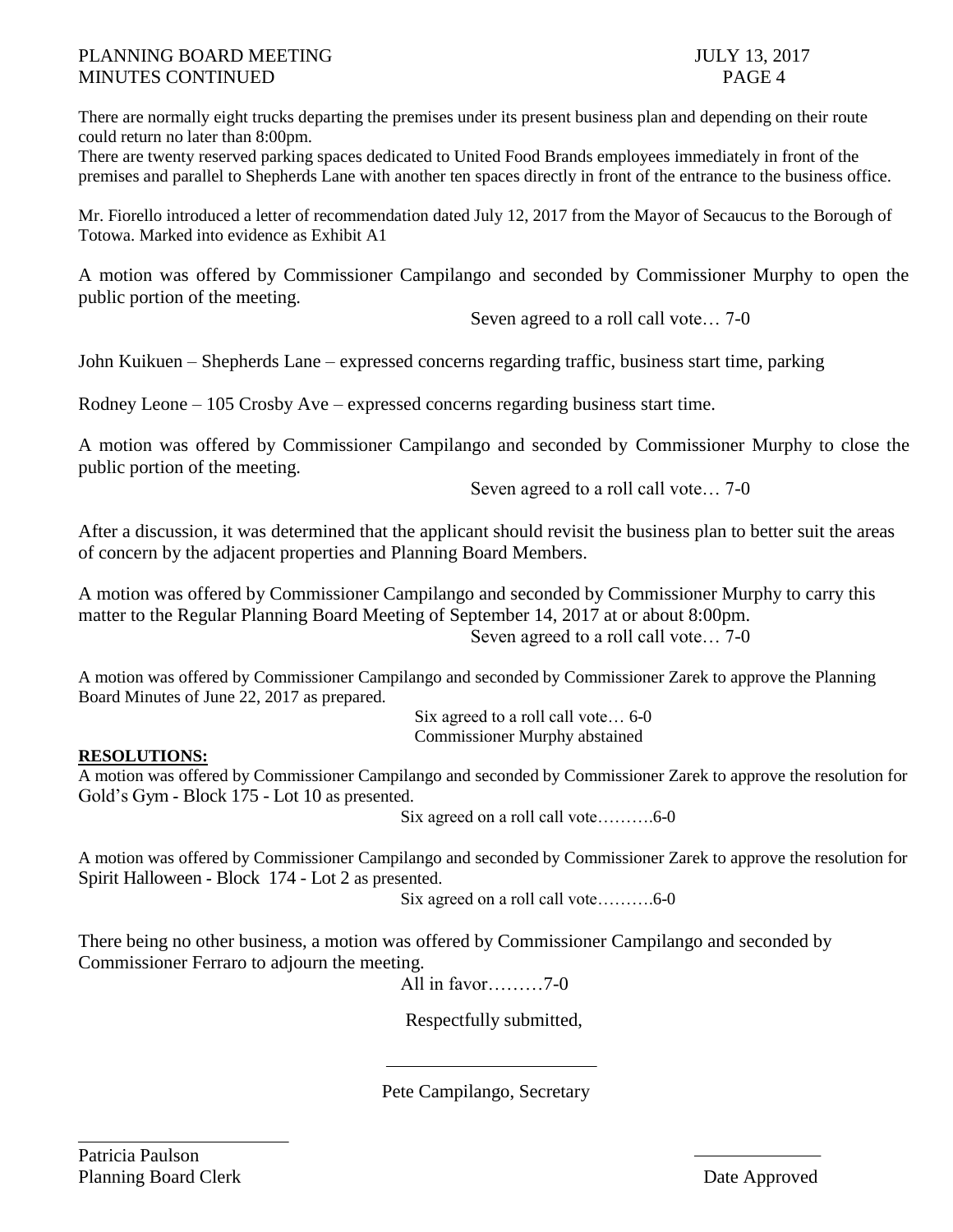There are normally eight trucks departing the premises under its present business plan and depending on their route could return no later than 8:00pm.
There are twenty reserved parking spaces dedicated to United Food Brands employees immediately in front of the premises and parallel to Shepherds Lane with another ten spaces directly in front of the entrance to the business office.

Mr. Fiorello introduced a letter of recommendation dated July 12, 2017 from the Mayor of Secaucus to the Borough of Totowa. Marked into evidence as Exhibit A1

A motion was offered by Commissioner Campilango and seconded by Commissioner Murphy to open the public portion of the meeting.

Seven agreed to a roll call vote… 7-0

John Kuikuen – Shepherds Lane – expressed concerns regarding traffic, business start time, parking

Rodney Leone – 105 Crosby Ave – expressed concerns regarding business start time.

A motion was offered by Commissioner Campilango and seconded by Commissioner Murphy to close the public portion of the meeting.

Seven agreed to a roll call vote… 7-0

After a discussion, it was determined that the applicant should revisit the business plan to better suit the areas of concern by the adjacent properties and Planning Board Members.

A motion was offered by Commissioner Campilango and seconded by Commissioner Murphy to carry this matter to the Regular Planning Board Meeting of September 14, 2017 at or about 8:00pm.

Seven agreed to a roll call vote… 7-0

A motion was offered by Commissioner Campilango and seconded by Commissioner Zarek to approve the Planning Board Minutes of June 22, 2017 as prepared.

Six agreed to a roll call vote… 6-0
Commissioner Murphy abstained

**RESOLUTIONS:**

A motion was offered by Commissioner Campilango and seconded by Commissioner Zarek to approve the resolution for Gold's Gym - Block 175 - Lot 10 as presented.

Six agreed on a roll call vote……….6-0

A motion was offered by Commissioner Campilango and seconded by Commissioner Zarek to approve the resolution for Spirit Halloween - Block 174 - Lot 2 as presented.

Six agreed on a roll call vote……….6-0

There being no other business, a motion was offered by Commissioner Campilango and seconded by Commissioner Ferraro to adjourn the meeting.

All in favor………7-0

Respectfully submitted,

Pete Campilango, Secretary

Patricia Paulson
Planning Board Clerk

Date Approved